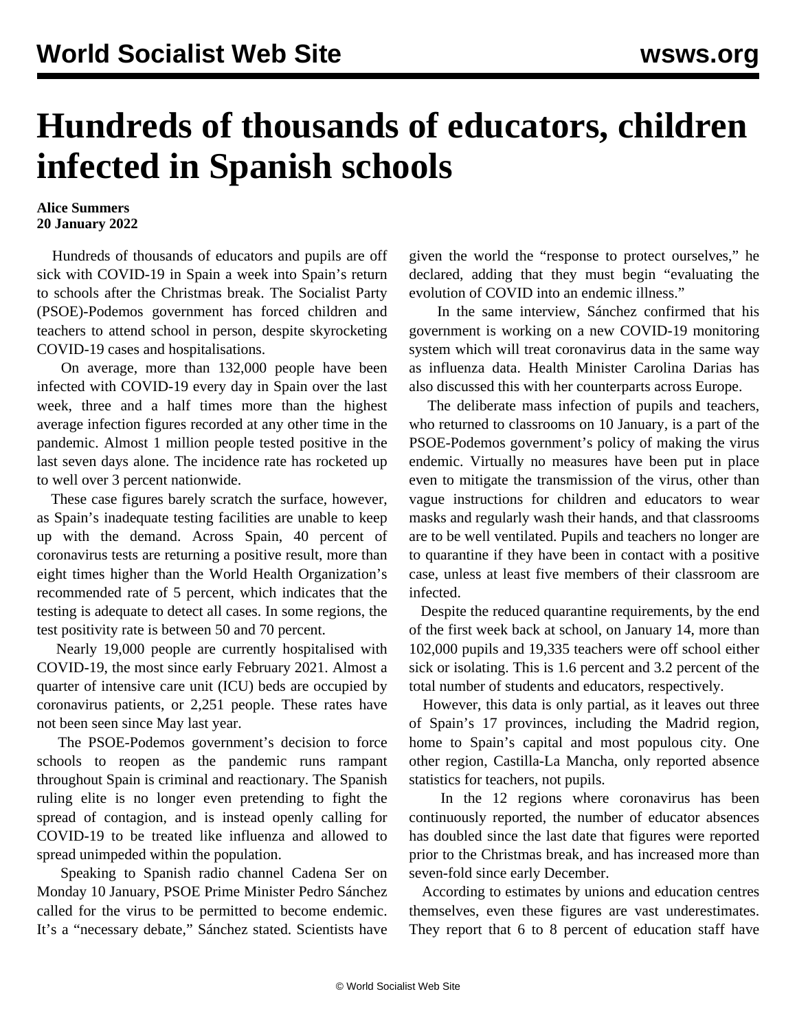# Hundreds of thousands of educators, children infected in Spanish schools

**Alice Summers**
**20 January 2022**

Hundreds of thousands of educators and pupils are off sick with COVID-19 in Spain a week into Spain's return to schools after the Christmas break. The Socialist Party (PSOE)-Podemos government has forced children and teachers to attend school in person, despite skyrocketing COVID-19 cases and hospitalisations.

On average, more than 132,000 people have been infected with COVID-19 every day in Spain over the last week, three and a half times more than the highest average infection figures recorded at any other time in the pandemic. Almost 1 million people tested positive in the last seven days alone. The incidence rate has rocketed up to well over 3 percent nationwide.

These case figures barely scratch the surface, however, as Spain's inadequate testing facilities are unable to keep up with the demand. Across Spain, 40 percent of coronavirus tests are returning a positive result, more than eight times higher than the World Health Organization's recommended rate of 5 percent, which indicates that the testing is adequate to detect all cases. In some regions, the test positivity rate is between 50 and 70 percent.

Nearly 19,000 people are currently hospitalised with COVID-19, the most since early February 2021. Almost a quarter of intensive care unit (ICU) beds are occupied by coronavirus patients, or 2,251 people. These rates have not been seen since May last year.

The PSOE-Podemos government's decision to force schools to reopen as the pandemic runs rampant throughout Spain is criminal and reactionary. The Spanish ruling elite is no longer even pretending to fight the spread of contagion, and is instead openly calling for COVID-19 to be treated like influenza and allowed to spread unimpeded within the population.

Speaking to Spanish radio channel Cadena Ser on Monday 10 January, PSOE Prime Minister Pedro Sánchez called for the virus to be permitted to become endemic. It's a "necessary debate," Sánchez stated. Scientists have given the world the "response to protect ourselves," he declared, adding that they must begin "evaluating the evolution of COVID into an endemic illness."

In the same interview, Sánchez confirmed that his government is working on a new COVID-19 monitoring system which will treat coronavirus data in the same way as influenza data. Health Minister Carolina Darias has also discussed this with her counterparts across Europe.

The deliberate mass infection of pupils and teachers, who returned to classrooms on 10 January, is a part of the PSOE-Podemos government's policy of making the virus endemic. Virtually no measures have been put in place even to mitigate the transmission of the virus, other than vague instructions for children and educators to wear masks and regularly wash their hands, and that classrooms are to be well ventilated. Pupils and teachers no longer are to quarantine if they have been in contact with a positive case, unless at least five members of their classroom are infected.

Despite the reduced quarantine requirements, by the end of the first week back at school, on January 14, more than 102,000 pupils and 19,335 teachers were off school either sick or isolating. This is 1.6 percent and 3.2 percent of the total number of students and educators, respectively.

However, this data is only partial, as it leaves out three of Spain's 17 provinces, including the Madrid region, home to Spain's capital and most populous city. One other region, Castilla-La Mancha, only reported absence statistics for teachers, not pupils.

In the 12 regions where coronavirus has been continuously reported, the number of educator absences has doubled since the last date that figures were reported prior to the Christmas break, and has increased more than seven-fold since early December.

According to estimates by unions and education centres themselves, even these figures are vast underestimates. They report that 6 to 8 percent of education staff have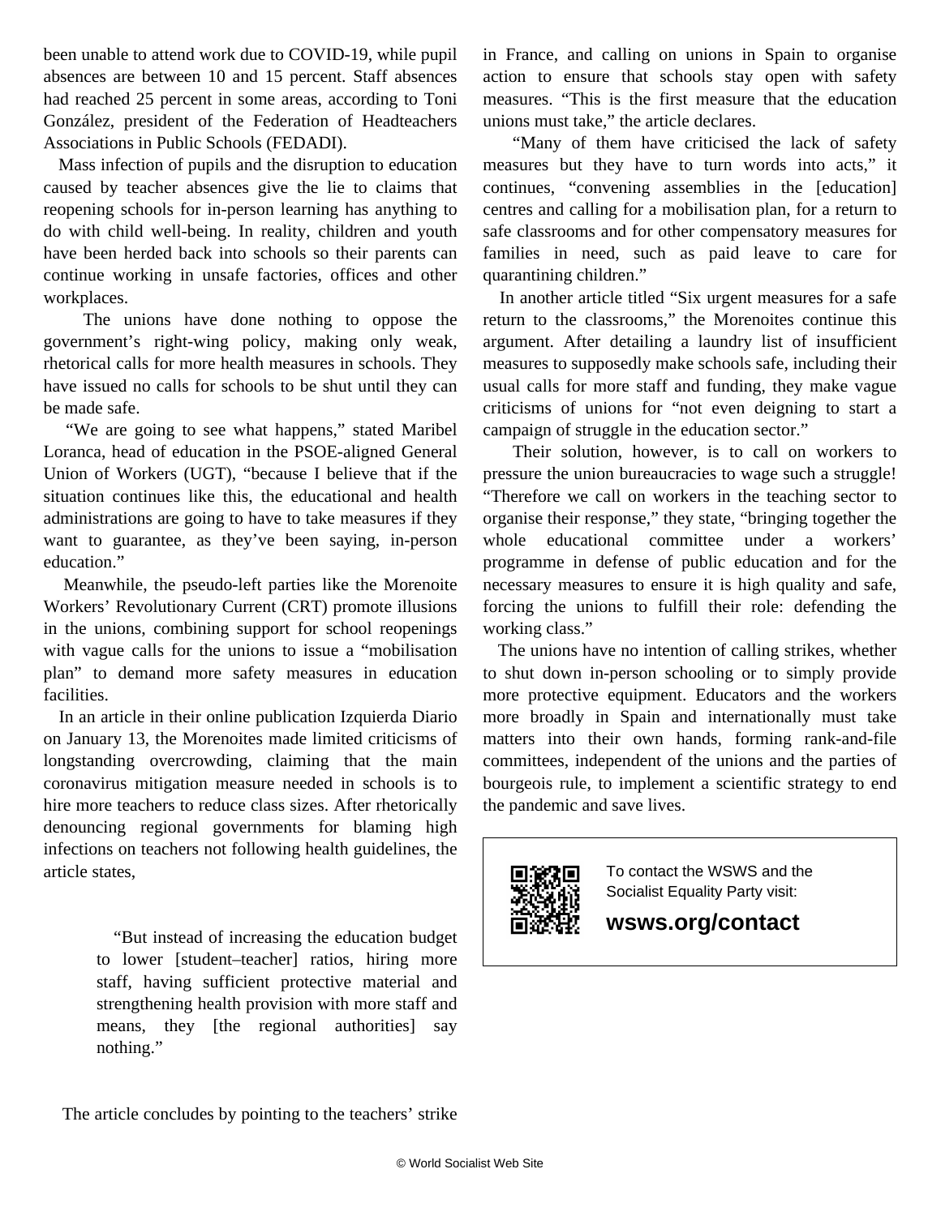been unable to attend work due to COVID-19, while pupil absences are between 10 and 15 percent. Staff absences had reached 25 percent in some areas, according to Toni González, president of the Federation of Headteachers Associations in Public Schools (FEDADI).

Mass infection of pupils and the disruption to education caused by teacher absences give the lie to claims that reopening schools for in-person learning has anything to do with child well-being. In reality, children and youth have been herded back into schools so their parents can continue working in unsafe factories, offices and other workplaces.

The unions have done nothing to oppose the government's right-wing policy, making only weak, rhetorical calls for more health measures in schools. They have issued no calls for schools to be shut until they can be made safe.

"We are going to see what happens," stated Maribel Loranca, head of education in the PSOE-aligned General Union of Workers (UGT), "because I believe that if the situation continues like this, the educational and health administrations are going to have to take measures if they want to guarantee, as they've been saying, in-person education."

Meanwhile, the pseudo-left parties like the Morenoite Workers' Revolutionary Current (CRT) promote illusions in the unions, combining support for school reopenings with vague calls for the unions to issue a "mobilisation plan" to demand more safety measures in education facilities.

In an article in their online publication Izquierda Diario on January 13, the Morenoites made limited criticisms of longstanding overcrowding, claiming that the main coronavirus mitigation measure needed in schools is to hire more teachers to reduce class sizes. After rhetorically denouncing regional governments for blaming high infections on teachers not following health guidelines, the article states,

> "But instead of increasing the education budget to lower [student–teacher] ratios, hiring more staff, having sufficient protective material and strengthening health provision with more staff and means, they [the regional authorities] say nothing."

The article concludes by pointing to the teachers' strike in France, and calling on unions in Spain to organise action to ensure that schools stay open with safety measures. "This is the first measure that the education unions must take," the article declares.

"Many of them have criticised the lack of safety measures but they have to turn words into acts," it continues, "convening assemblies in the [education] centres and calling for a mobilisation plan, for a return to safe classrooms and for other compensatory measures for families in need, such as paid leave to care for quarantining children."

In another article titled "Six urgent measures for a safe return to the classrooms," the Morenoites continue this argument. After detailing a laundry list of insufficient measures to supposedly make schools safe, including their usual calls for more staff and funding, they make vague criticisms of unions for "not even deigning to start a campaign of struggle in the education sector."

Their solution, however, is to call on workers to pressure the union bureaucracies to wage such a struggle! "Therefore we call on workers in the teaching sector to organise their response," they state, "bringing together the whole educational committee under a workers' programme in defense of public education and for the necessary measures to ensure it is high quality and safe, forcing the unions to fulfill their role: defending the working class."

The unions have no intention of calling strikes, whether to shut down in-person schooling or to simply provide more protective equipment. Educators and the workers more broadly in Spain and internationally must take matters into their own hands, forming rank-and-file committees, independent of the unions and the parties of bourgeois rule, to implement a scientific strategy to end the pandemic and save lives.

To contact the WSWS and the Socialist Equality Party visit:

**wsws.org/contact**